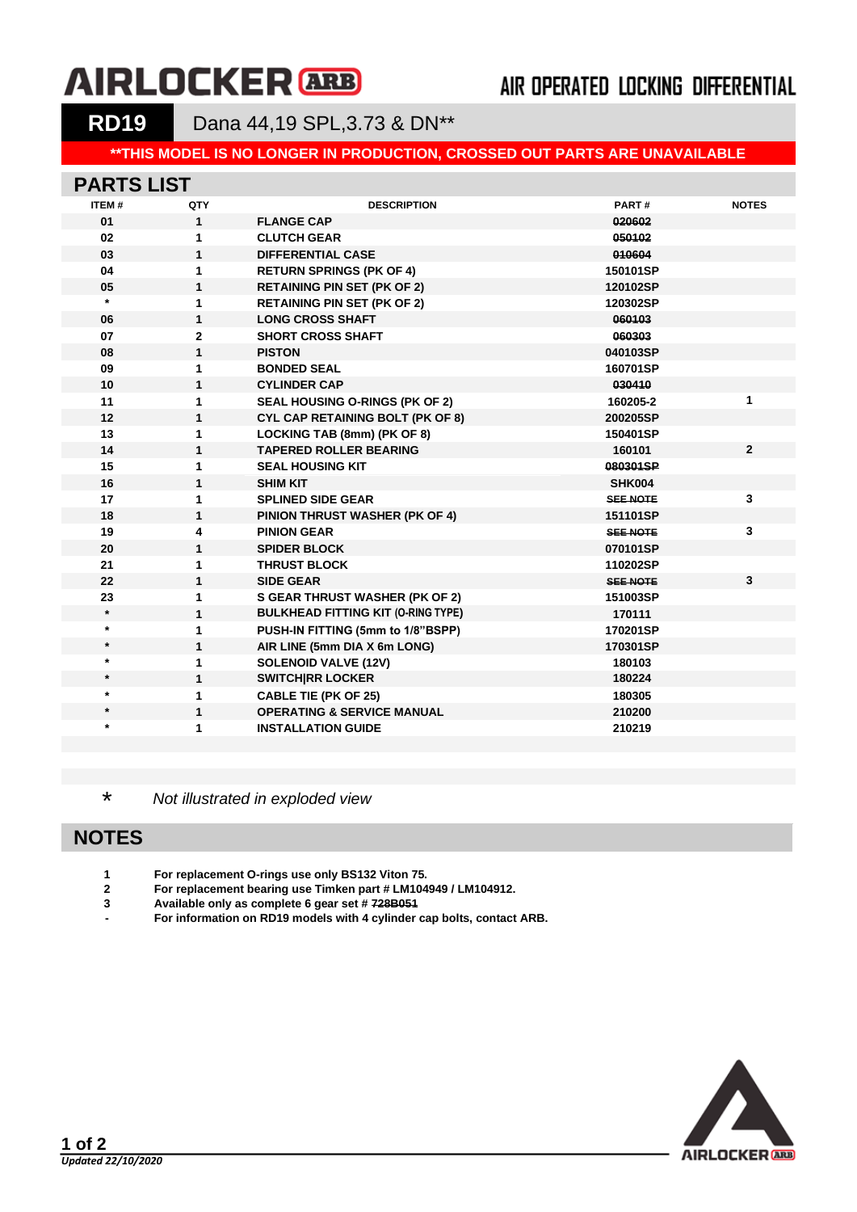# AIRLOCKER ARB

AIR OPERATED LOCKING DIFFERENTIAL

## RD19 Dana 44,19 SPL,3.73 & DN**

**\*\*THIS MODEL IS NO LONGER IN PRODUCTION, CROSSED OUT PARTS ARE UNAVAILABLE**

## PARTS LIST

| ITEM # | QTY | DESCRIPTION | PART # | NOTES |
|---|---|---|---|---|
| 01 | 1 | FLANGE CAP | ~~020602~~ | |
| 02 | 1 | CLUTCH GEAR | ~~050102~~ | |
| 03 | 1 | DIFFERENTIAL CASE | ~~010604~~ | |
| 04 | 1 | RETURN SPRINGS (PK OF 4) | 150101SP | |
| 05 | 1 | RETAINING PIN SET (PK OF 2) | 120102SP | |
| * | 1 | RETAINING PIN SET (PK OF 2) | 120302SP | |
| 06 | 1 | LONG CROSS SHAFT | ~~060103~~ | |
| 07 | 2 | SHORT CROSS SHAFT | ~~060303~~ | |
| 08 | 1 | PISTON | 040103SP | |
| 09 | 1 | BONDED SEAL | 160701SP | |
| 10 | 1 | CYLINDER CAP | ~~030410~~ | |
| 11 | 1 | SEAL HOUSING O-RINGS (PK OF 2) | 160205-2 | 1 |
| 12 | 1 | CYL CAP RETAINING BOLT (PK OF 8) | 200205SP | |
| 13 | 1 | LOCKING TAB (8mm) (PK OF 8) | 150401SP | |
| 14 | 1 | TAPERED ROLLER BEARING | 160101 | 2 |
| 15 | 1 | SEAL HOUSING KIT | ~~080301SP~~ | |
| 16 | 1 | SHIM KIT | SHK004 | |
| 17 | 1 | SPLINED SIDE GEAR | ~~SEE NOTE~~ | 3 |
| 18 | 1 | PINION THRUST WASHER (PK OF 4) | 151101SP | |
| 19 | 4 | PINION GEAR | ~~SEE NOTE~~ | 3 |
| 20 | 1 | SPIDER BLOCK | 070101SP | |
| 21 | 1 | THRUST BLOCK | 110202SP | |
| 22 | 1 | SIDE GEAR | ~~SEE NOTE~~ | 3 |
| 23 | 1 | S GEAR THRUST WASHER (PK OF 2) | 151003SP | |
| * | 1 | BULKHEAD FITTING KIT (O-RING TYPE) | 170111 | |
| * | 1 | PUSH-IN FITTING (5mm to 1/8"BSPP) | 170201SP | |
| * | 1 | AIR LINE (5mm DIA X 6m LONG) | 170301SP | |
| * | 1 | SOLENOID VALVE (12V) | 180103 | |
| * | 1 | SWITCH\|RR LOCKER | 180224 | |
| * | 1 | CABLE TIE (PK OF 25) | 180305 | |
| * | 1 | OPERATING & SERVICE MANUAL | 210200 | |
| * | 1 | INSTALLATION GUIDE | 210219 | |

\* *Not illustrated in exploded view*

## NOTES

1. For replacement O-rings use only BS132 Viton 75.
2. For replacement bearing use Timken part # LM104949 / LM104912.
3. Available only as complete 6 gear set # ~~728B051~~

\- For information on RD19 models with 4 cylinder cap bolts, contact ARB.

*Updated 22/10/2020*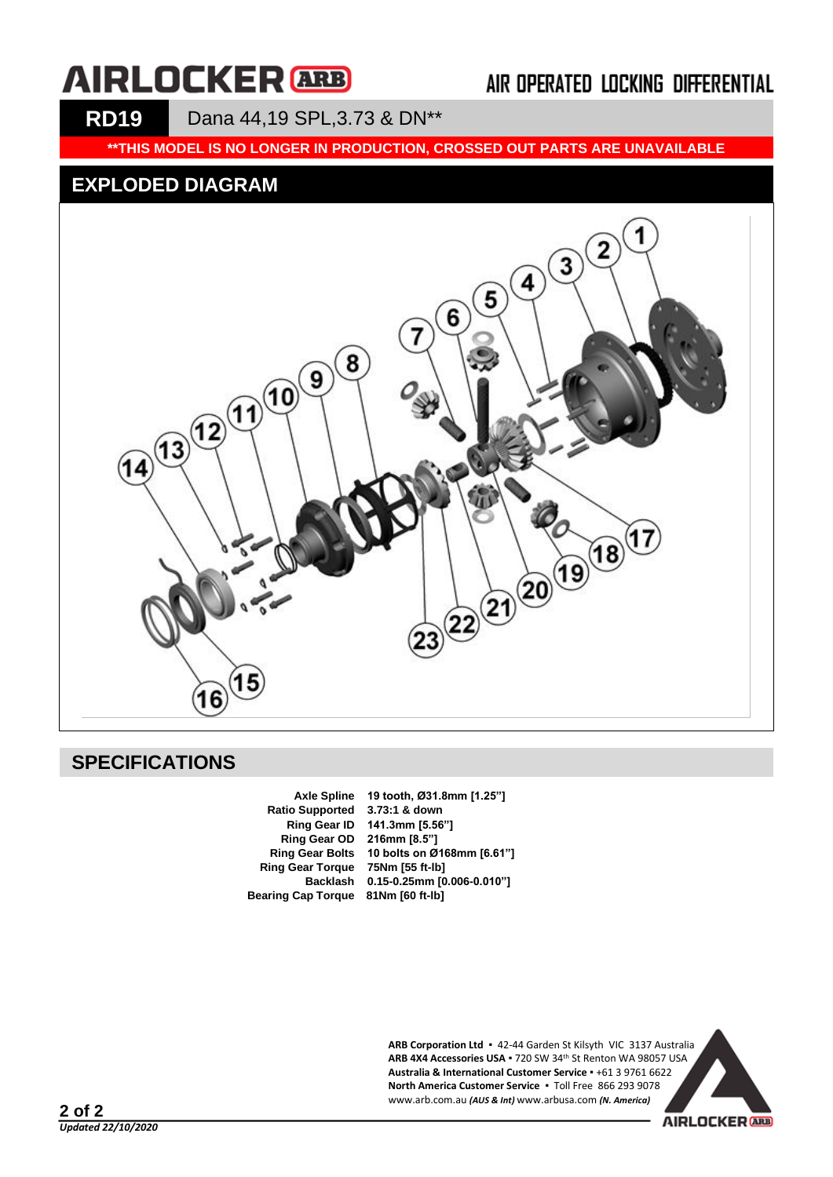# AIRLOCKER ARB

AIR OPERATED LOCKING DIFFERENTIAL

**RD19** Dana 44,19 SPL,3.73 & DN**

**\*\*THIS MODEL IS NO LONGER IN PRODUCTION, CROSSED OUT PARTS ARE UNAVAILABLE**

## EXPLODED DIAGRAM

1
2
3
4
5
6
7
8
9
10
11
12
13
14
15
16
17
18
19
20
21
22
23

## SPECIFICATIONS

| | |
|---|---|
| **Axle Spline** | **19 tooth, Ø31.8mm [1.25"]** |
| **Ratio Supported** | **3.73:1 & down** |
| **Ring Gear ID** | **141.3mm [5.56"]** |
| **Ring Gear OD** | **216mm [8.5"]** |
| **Ring Gear Bolts** | **10 bolts on Ø168mm [6.61"]** |
| **Ring Gear Torque** | **75Nm [55 ft-lb]** |
| **Backlash** | **0.15-0.25mm [0.006-0.010"]** |
| **Bearing Cap Torque** | **81Nm [60 ft-lb]** |

**ARB Corporation Ltd** ▪ 42-44 Garden St Kilsyth VIC 3137 Australia
**ARB 4X4 Accessories USA** ▪ 720 SW 34th St Renton WA 98057 USA
**Australia & International Customer Service** ▪ +61 3 9761 6622
**North America Customer Service** ▪ Toll Free 866 293 9078
www.arb.com.au ***(AUS & Int)*** www.arbusa.com ***(N. America)***

***Updated 22/10/2020***